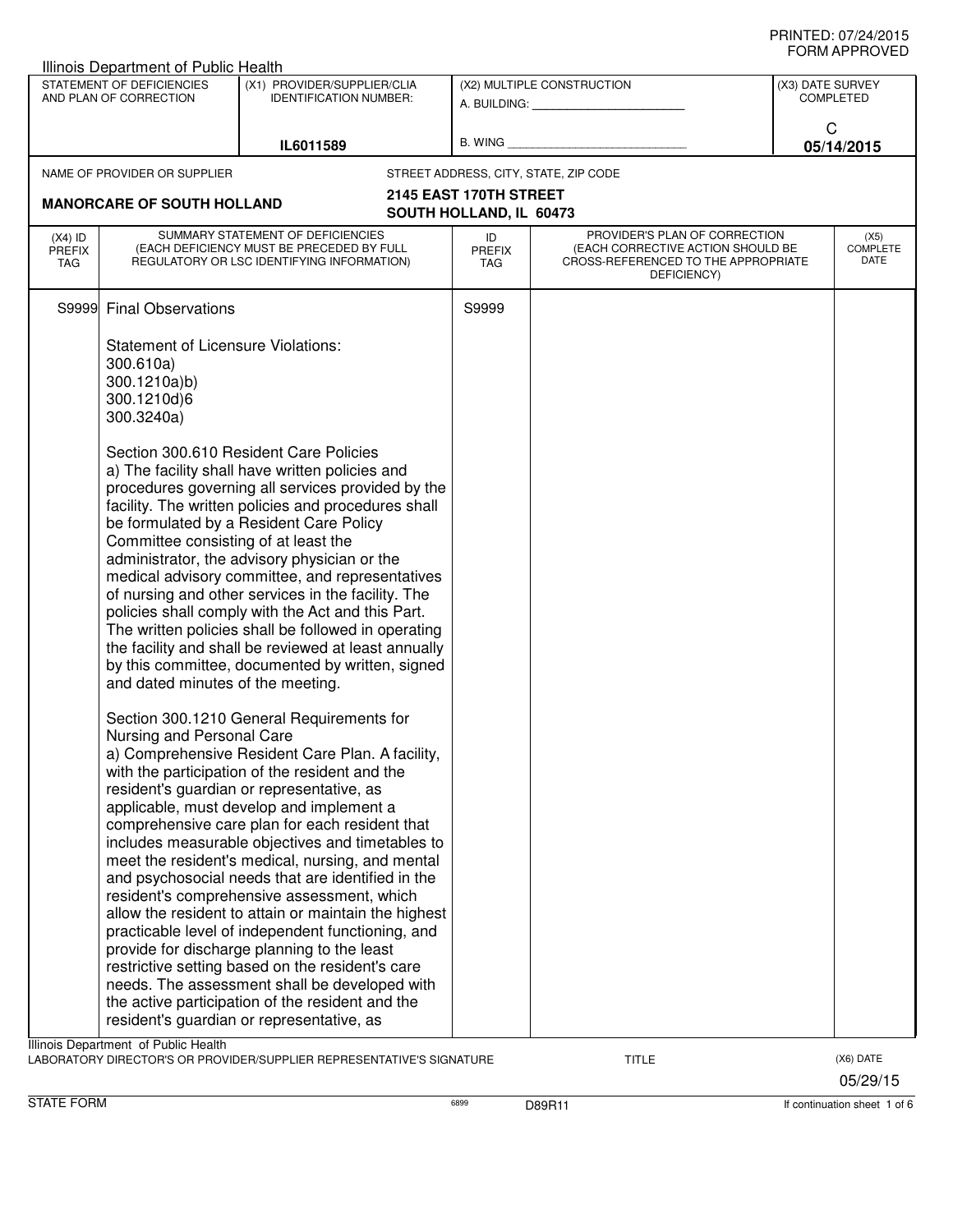PRINTED: 07/24/2015
FORM APPROVED

Illinois Department of Public Health

| STATEMENT OF DEFICIENCIES AND PLAN OF CORRECTION | (X1) PROVIDER/SUPPLIER/CLIA IDENTIFICATION NUMBER: | (X2) MULTIPLE CONSTRUCTION | (X3) DATE SURVEY COMPLETED |
|---|---|---|---|
| | IL6011589 | A. BUILDING: ______ B. WING ______ | C 05/14/2015 |

| NAME OF PROVIDER OR SUPPLIER | STREET ADDRESS, CITY, STATE, ZIP CODE |
|---|---|
| **MANORCARE OF SOUTH HOLLAND** | **2145 EAST 170TH STREET SOUTH HOLLAND, IL 60473** |

| (X4) ID PREFIX TAG | SUMMARY STATEMENT OF DEFICIENCIES (EACH DEFICIENCY MUST BE PRECEDED BY FULL REGULATORY OR LSC IDENTIFYING INFORMATION) | ID PREFIX TAG | PROVIDER'S PLAN OF CORRECTION (EACH CORRECTIVE ACTION SHOULD BE CROSS-REFERENCED TO THE APPROPRIATE DEFICIENCY) | (X5) COMPLETE DATE |
|---|---|---|---|---|
| S9999 | Final Observations | S9999 | | |

Statement of Licensure Violations:
300.610a)
300.1210a)b)
300.1210d)6
300.3240a)

Section 300.610 Resident Care Policies
a) The facility shall have written policies and procedures governing all services provided by the facility. The written policies and procedures shall be formulated by a Resident Care Policy Committee consisting of at least the administrator, the advisory physician or the medical advisory committee, and representatives of nursing and other services in the facility. The policies shall comply with the Act and this Part. The written policies shall be followed in operating the facility and shall be reviewed at least annually by this committee, documented by written, signed and dated minutes of the meeting.

Section 300.1210 General Requirements for Nursing and Personal Care
a) Comprehensive Resident Care Plan. A facility, with the participation of the resident and the resident's guardian or representative, as applicable, must develop and implement a comprehensive care plan for each resident that includes measurable objectives and timetables to meet the resident's medical, nursing, and mental and psychosocial needs that are identified in the resident's comprehensive assessment, which allow the resident to attain or maintain the highest practicable level of independent functioning, and provide for discharge planning to the least restrictive setting based on the resident's care needs. The assessment shall be developed with the active participation of the resident and the resident's guardian or representative, as

Illinois Department of Public Health
LABORATORY DIRECTOR'S OR PROVIDER/SUPPLIER REPRESENTATIVE'S SIGNATURE — TITLE — (X6) DATE 05/29/15

STATE FORM 6899 D89R11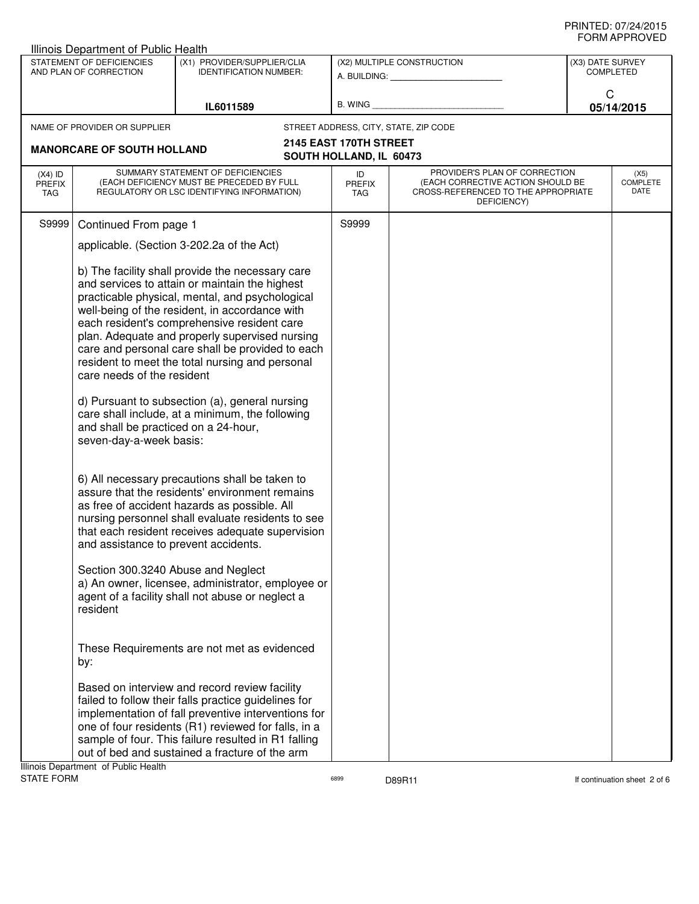Illinois Department of Public Health

| STATEMENT OF DEFICIENCIES AND PLAN OF CORRECTION | (X1) PROVIDER/SUPPLIER/CLIA IDENTIFICATION NUMBER: | (X2) MULTIPLE CONSTRUCTION | (X3) DATE SURVEY COMPLETED |
|---|---|---|---|
| | IL6011589 | A. BUILDING: ______ B. WING ______ | C 05/14/2015 |

NAME OF PROVIDER OR SUPPLIER: **MANORCARE OF SOUTH HOLLAND**

STREET ADDRESS, CITY, STATE, ZIP CODE: **2145 EAST 170TH STREET SOUTH HOLLAND, IL 60473**

| (X4) ID PREFIX TAG | SUMMARY STATEMENT OF DEFICIENCIES (EACH DEFICIENCY MUST BE PRECEDED BY FULL REGULATORY OR LSC IDENTIFYING INFORMATION) | ID PREFIX TAG | PROVIDER'S PLAN OF CORRECTION (EACH CORRECTIVE ACTION SHOULD BE CROSS-REFERENCED TO THE APPROPRIATE DEFICIENCY) | (X5) COMPLETE DATE |
|---|---|---|---|---|
| S9999 | Continued From page 1 | S9999 | | |

applicable. (Section 3-202.2a of the Act)

b) The facility shall provide the necessary care and services to attain or maintain the highest practicable physical, mental, and psychological well-being of the resident, in accordance with each resident's comprehensive resident care plan. Adequate and properly supervised nursing care and personal care shall be provided to each resident to meet the total nursing and personal care needs of the resident

d) Pursuant to subsection (a), general nursing care shall include, at a minimum, the following and shall be practiced on a 24-hour, seven-day-a-week basis:

6) All necessary precautions shall be taken to assure that the residents' environment remains as free of accident hazards as possible. All nursing personnel shall evaluate residents to see that each resident receives adequate supervision and assistance to prevent accidents.

Section 300.3240 Abuse and Neglect
a) An owner, licensee, administrator, employee or agent of a facility shall not abuse or neglect a resident

These Requirements are not met as evidenced by:

Based on interview and record review facility failed to follow their falls practice guidelines for implementation of fall preventive interventions for one of four residents (R1) reviewed for falls, in a sample of four. This failure resulted in R1 falling out of bed and sustained a fracture of the arm

Illinois Department of Public Health
STATE FORM 6899 D89R11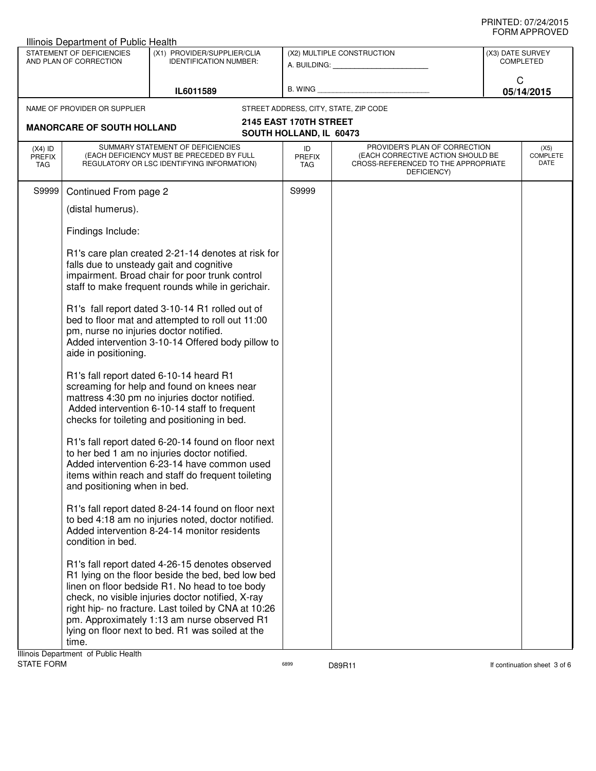PRINTED: 07/24/2015
FORM APPROVED

Illinois Department of Public Health

| STATEMENT OF DEFICIENCIES AND PLAN OF CORRECTION | (X1) PROVIDER/SUPPLIER/CLIA IDENTIFICATION NUMBER: | (X2) MULTIPLE CONSTRUCTION | (X3) DATE SURVEY COMPLETED |
|---|---|---|---|
| | IL6011589 | A. BUILDING: ______ B. WING ______ | C 05/14/2015 |

| NAME OF PROVIDER OR SUPPLIER | STREET ADDRESS, CITY, STATE, ZIP CODE |
|---|---|
| MANORCARE OF SOUTH HOLLAND | 2145 EAST 170TH STREET SOUTH HOLLAND, IL 60473 |

| (X4) ID PREFIX TAG | SUMMARY STATEMENT OF DEFICIENCIES (EACH DEFICIENCY MUST BE PRECEDED BY FULL REGULATORY OR LSC IDENTIFYING INFORMATION) | ID PREFIX TAG | PROVIDER'S PLAN OF CORRECTION (EACH CORRECTIVE ACTION SHOULD BE CROSS-REFERENCED TO THE APPROPRIATE DEFICIENCY) | (X5) COMPLETE DATE |
|---|---|---|---|---|
| S9999 | Continued From page 2 | S9999 | | |

(distal humerus).

Findings Include:

R1's care plan created 2-21-14 denotes at risk for falls due to unsteady gait and cognitive impairment. Broad chair for poor trunk control staff to make frequent rounds while in gerichair.

R1's fall report dated 3-10-14 R1 rolled out of bed to floor mat and attempted to roll out 11:00 pm, nurse no injuries doctor notified.
Added intervention 3-10-14 Offered body pillow to aide in positioning.

R1's fall report dated 6-10-14 heard R1 screaming for help and found on knees near mattress 4:30 pm no injuries doctor notified.
Added intervention 6-10-14 staff to frequent checks for toileting and positioning in bed.

R1's fall report dated 6-20-14 found on floor next to her bed 1 am no injuries doctor notified.
Added intervention 6-23-14 have common used items within reach and staff do frequent toileting and positioning when in bed.

R1's fall report dated 8-24-14 found on floor next to bed 4:18 am no injuries noted, doctor notified.
Added intervention 8-24-14 monitor residents condition in bed.

R1's fall report dated 4-26-15 denotes observed R1 lying on the floor beside the bed, bed low bed linen on floor bedside R1. No head to toe body check, no visible injuries doctor notified, X-ray right hip- no fracture. Last toiled by CNA at 10:26 pm. Approximately 1:13 am nurse observed R1 lying on floor next to bed. R1 was soiled at the time.

Illinois Department of Public Health
STATE FORM 6899 D89R11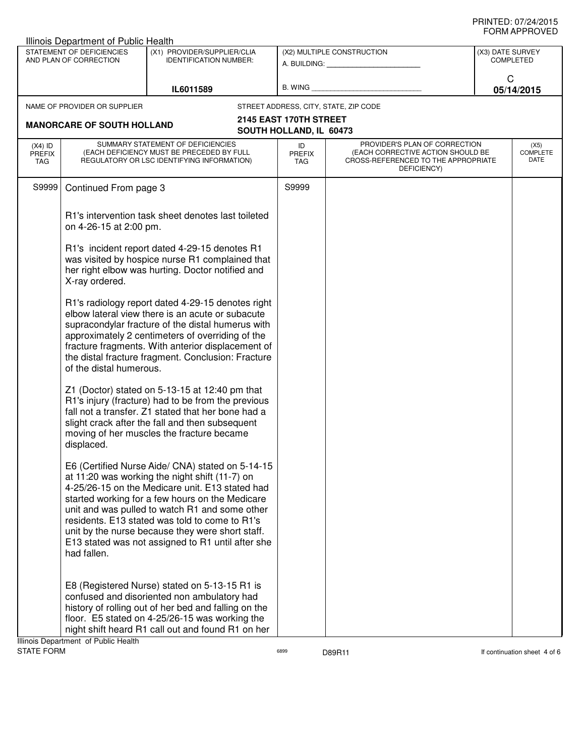PRINTED: 07/24/2015
FORM APPROVED

Illinois Department of Public Health

| STATEMENT OF DEFICIENCIES AND PLAN OF CORRECTION | (X1) PROVIDER/SUPPLIER/CLIA IDENTIFICATION NUMBER: | (X2) MULTIPLE CONSTRUCTION | (X3) DATE SURVEY COMPLETED |
|---|---|---|---|
| | IL6011589 | A. BUILDING: ______ B. WING ______ | C 05/14/2015 |

NAME OF PROVIDER OR SUPPLIER: **MANORCARE OF SOUTH HOLLAND**

STREET ADDRESS, CITY, STATE, ZIP CODE: **2145 EAST 170TH STREET, SOUTH HOLLAND, IL 60473**

| (X4) ID PREFIX TAG | SUMMARY STATEMENT OF DEFICIENCIES (EACH DEFICIENCY MUST BE PRECEDED BY FULL REGULATORY OR LSC IDENTIFYING INFORMATION) | ID PREFIX TAG | PROVIDER'S PLAN OF CORRECTION (EACH CORRECTIVE ACTION SHOULD BE CROSS-REFERENCED TO THE APPROPRIATE DEFICIENCY) | (X5) COMPLETE DATE |
|---|---|---|---|---|
| S9999 | Continued From page 3 | S9999 | | |

R1's intervention task sheet denotes last toileted on 4-26-15 at 2:00 pm.

R1's incident report dated 4-29-15 denotes R1 was visited by hospice nurse R1 complained that her right elbow was hurting. Doctor notified and X-ray ordered.

R1's radiology report dated 4-29-15 denotes right elbow lateral view there is an acute or subacute supracondylar fracture of the distal humerus with approximately 2 centimeters of overriding of the fracture fragments. With anterior displacement of the distal fracture fragment. Conclusion: Fracture of the distal humerous.

Z1 (Doctor) stated on 5-13-15 at 12:40 pm that R1's injury (fracture) had to be from the previous fall not a transfer. Z1 stated that her bone had a slight crack after the fall and then subsequent moving of her muscles the fracture became displaced.

E6 (Certified Nurse Aide/ CNA) stated on 5-14-15 at 11:20 was working the night shift (11-7) on 4-25/26-15 on the Medicare unit. E13 stated had started working for a few hours on the Medicare unit and was pulled to watch R1 and some other residents. E13 stated was told to come to R1's unit by the nurse because they were short staff. E13 stated was not assigned to R1 until after she had fallen.

E8 (Registered Nurse) stated on 5-13-15 R1 is confused and disoriented non ambulatory had history of rolling out of her bed and falling on the floor. E5 stated on 4-25/26-15 was working the night shift heard R1 call out and found R1 on her

Illinois Department of Public Health
STATE FORM 6899 D89R11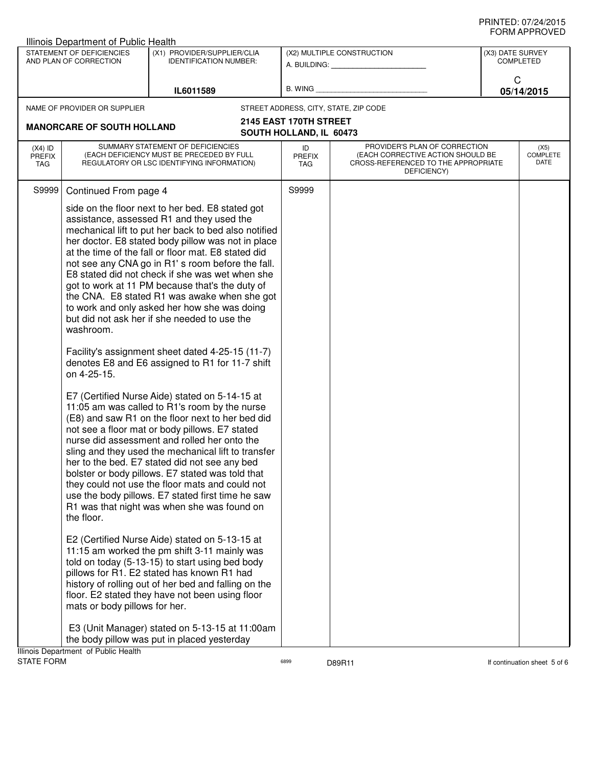Illinois Department of Public Health

| STATEMENT OF DEFICIENCIES AND PLAN OF CORRECTION | (X1) PROVIDER/SUPPLIER/CLIA IDENTIFICATION NUMBER: | (X2) MULTIPLE CONSTRUCTION | (X3) DATE SURVEY COMPLETED |
|---|---|---|---|
| | IL6011589 | A. BUILDING: ______ B. WING ______ | C 05/14/2015 |

NAME OF PROVIDER OR SUPPLIER: **MANORCARE OF SOUTH HOLLAND**

STREET ADDRESS, CITY, STATE, ZIP CODE: **2145 EAST 170TH STREET SOUTH HOLLAND, IL 60473**

| (X4) ID PREFIX TAG | SUMMARY STATEMENT OF DEFICIENCIES (EACH DEFICIENCY MUST BE PRECEDED BY FULL REGULATORY OR LSC IDENTIFYING INFORMATION) | ID PREFIX TAG | PROVIDER'S PLAN OF CORRECTION (EACH CORRECTIVE ACTION SHOULD BE CROSS-REFERENCED TO THE APPROPRIATE DEFICIENCY) | (X5) COMPLETE DATE |
|---|---|---|---|---|
| S9999 | Continued From page 4 | S9999 | | |

side on the floor next to her bed. E8 stated got assistance, assessed R1 and they used the mechanical lift to put her back to bed also notified her doctor. E8 stated body pillow was not in place at the time of the fall or floor mat. E8 stated did not see any CNA go in R1' s room before the fall. E8 stated did not check if she was wet when she got to work at 11 PM because that's the duty of the CNA. E8 stated R1 was awake when she got to work and only asked her how she was doing but did not ask her if she needed to use the washroom.

Facility's assignment sheet dated 4-25-15 (11-7) denotes E8 and E6 assigned to R1 for 11-7 shift on 4-25-15.

E7 (Certified Nurse Aide) stated on 5-14-15 at 11:05 am was called to R1's room by the nurse (E8) and saw R1 on the floor next to her bed did not see a floor mat or body pillows. E7 stated nurse did assessment and rolled her onto the sling and they used the mechanical lift to transfer her to the bed. E7 stated did not see any bed bolster or body pillows. E7 stated was told that they could not use the floor mats and could not use the body pillows. E7 stated first time he saw R1 was that night was when she was found on the floor.

E2 (Certified Nurse Aide) stated on 5-13-15 at 11:15 am worked the pm shift 3-11 mainly was told on today (5-13-15) to start using bed body pillows for R1. E2 stated has known R1 had history of rolling out of her bed and falling on the floor. E2 stated they have not been using floor mats or body pillows for her.

E3 (Unit Manager) stated on 5-13-15 at 11:00am the body pillow was put in placed yesterday

Illinois Department of Public Health
STATE FORM 6899 D89R11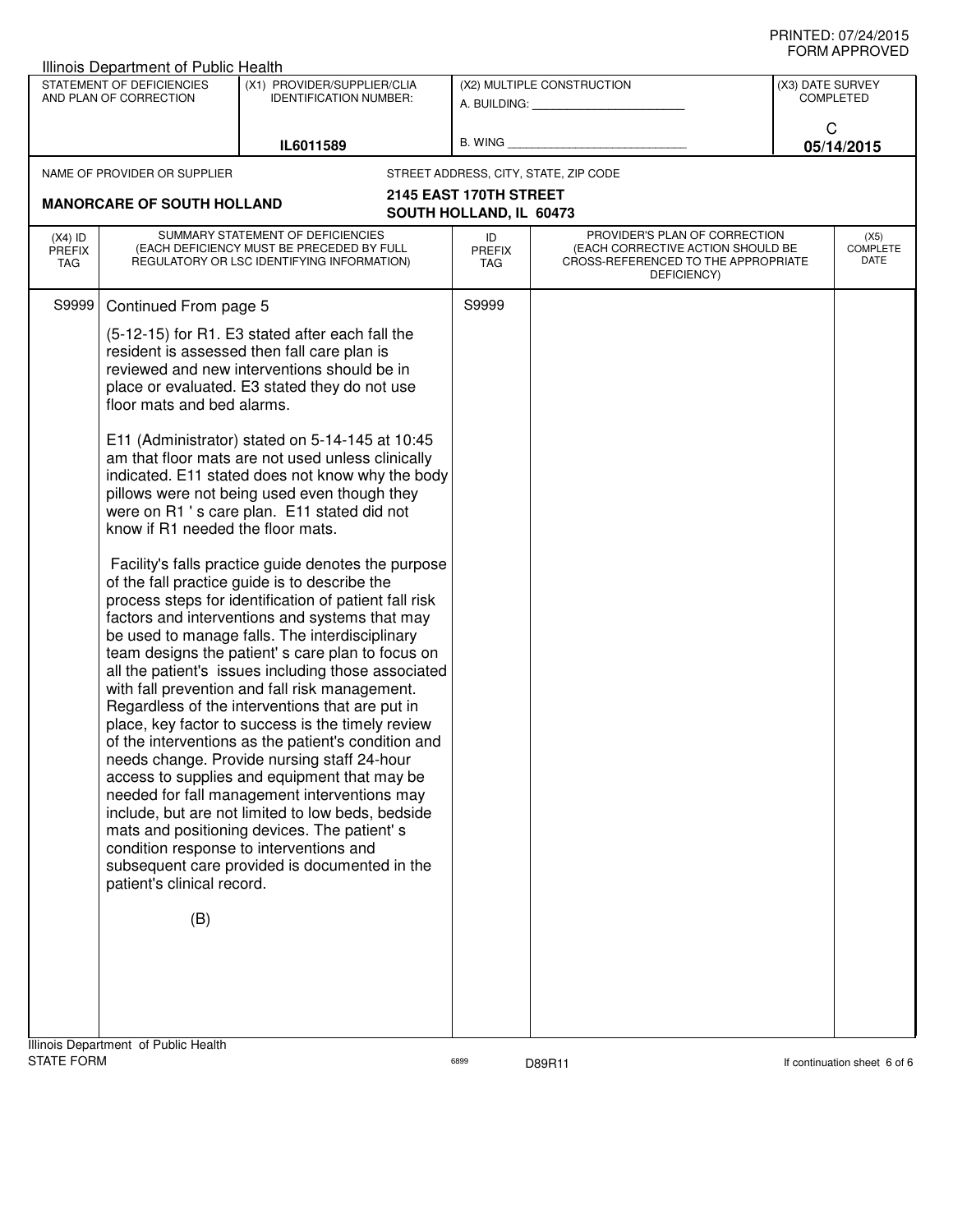PRINTED: 07/24/2015
FORM APPROVED

Illinois Department of Public Health

| STATEMENT OF DEFICIENCIES AND PLAN OF CORRECTION | (X1) PROVIDER/SUPPLIER/CLIA IDENTIFICATION NUMBER: | (X2) MULTIPLE CONSTRUCTION | (X3) DATE SURVEY COMPLETED |
|---|---|---|---|
| | IL6011589 | A. BUILDING: ______ B. WING ______ | C 05/14/2015 |

NAME OF PROVIDER OR SUPPLIER: **MANORCARE OF SOUTH HOLLAND**

STREET ADDRESS, CITY, STATE, ZIP CODE: **2145 EAST 170TH STREET, SOUTH HOLLAND, IL 60473**

| (X4) ID PREFIX TAG | SUMMARY STATEMENT OF DEFICIENCIES (EACH DEFICIENCY MUST BE PRECEDED BY FULL REGULATORY OR LSC IDENTIFYING INFORMATION) | ID PREFIX TAG | PROVIDER'S PLAN OF CORRECTION (EACH CORRECTIVE ACTION SHOULD BE CROSS-REFERENCED TO THE APPROPRIATE DEFICIENCY) | (X5) COMPLETE DATE |
|---|---|---|---|---|
| S9999 | Continued From page 5 | S9999 | | |

(5-12-15) for R1. E3 stated after each fall the resident is assessed then fall care plan is reviewed and new interventions should be in place or evaluated. E3 stated they do not use floor mats and bed alarms.

E11 (Administrator) stated on 5-14-145 at 10:45 am that floor mats are not used unless clinically indicated. E11 stated does not know why the body pillows were not being used even though they were on R1 ' s care plan. E11 stated did not know if R1 needed the floor mats.

Facility's falls practice guide denotes the purpose of the fall practice guide is to describe the process steps for identification of patient fall risk factors and interventions and systems that may be used to manage falls. The interdisciplinary team designs the patient' s care plan to focus on all the patient's issues including those associated with fall prevention and fall risk management. Regardless of the interventions that are put in place, key factor to success is the timely review of the interventions as the patient's condition and needs change. Provide nursing staff 24-hour access to supplies and equipment that may be needed for fall management interventions may include, but are not limited to low beds, bedside mats and positioning devices. The patient' s condition response to interventions and subsequent care provided is documented in the patient's clinical record.

(B)

Illinois Department of Public Health
STATE FORM 6899 D89R11